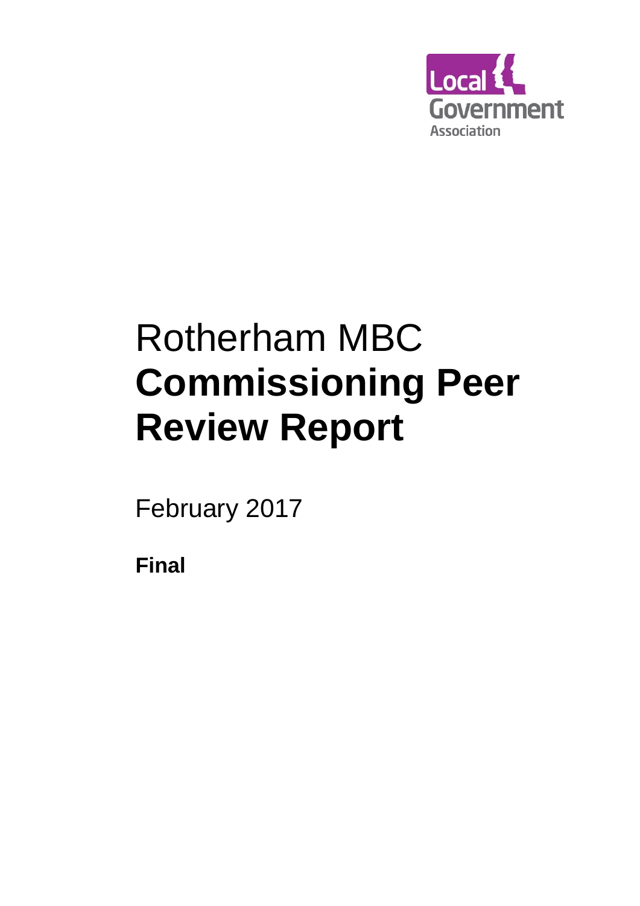Local Government Association

# Rotherham MBC **Commissioning Peer Review Report**

February 2017

**Final**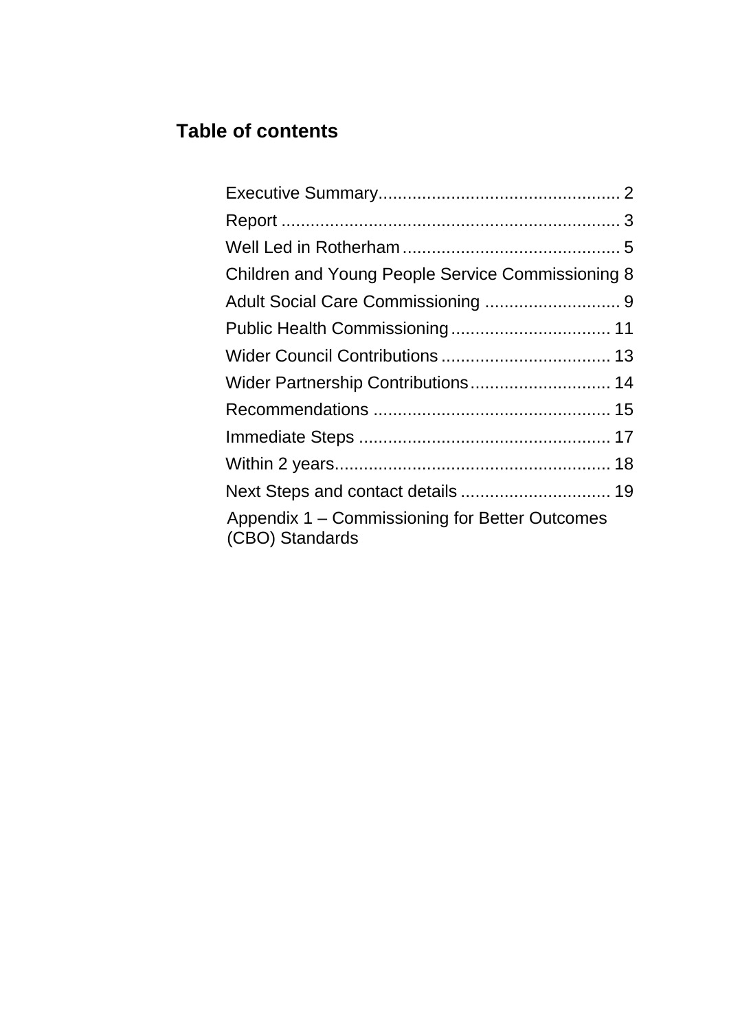## Table of contents

Executive Summary................................................. 2
Report ..................................................................... 3
Well Led in Rotherham............................................ 5
Children and Young People Service Commissioning 8
Adult Social Care Commissioning ............................ 9
Public Health Commissioning................................. 11
Wider Council Contributions................................... 13
Wider Partnership Contributions............................. 14
Recommendations ................................................. 15
Immediate Steps .................................................... 17
Within 2 years......................................................... 18
Next Steps and contact details ............................... 19
Appendix 1 – Commissioning for Better Outcomes (CBO) Standards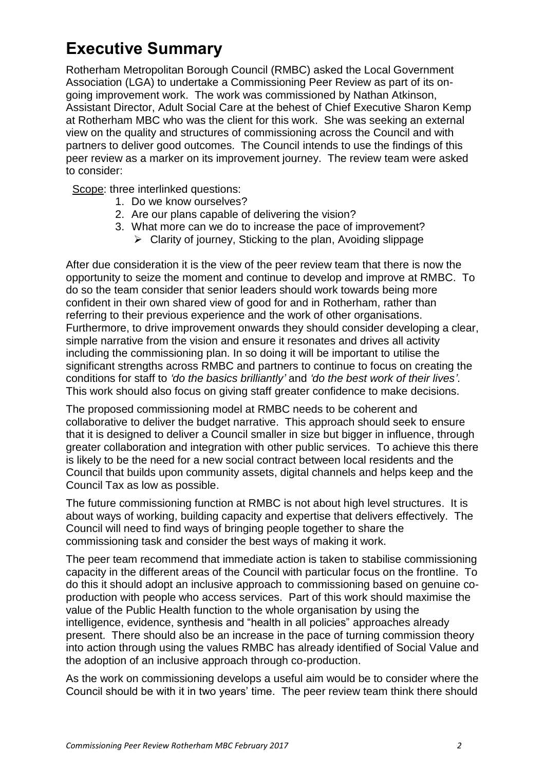# Executive Summary

Rotherham Metropolitan Borough Council (RMBC) asked the Local Government Association (LGA) to undertake a Commissioning Peer Review as part of its on-going improvement work. The work was commissioned by Nathan Atkinson, Assistant Director, Adult Social Care at the behest of Chief Executive Sharon Kemp at Rotherham MBC who was the client for this work. She was seeking an external view on the quality and structures of commissioning across the Council and with partners to deliver good outcomes. The Council intends to use the findings of this peer review as a marker on its improvement journey. The review team were asked to consider:

Scope: three interlinked questions:

1. Do we know ourselves?
2. Are our plans capable of delivering the vision?
3. What more can we do to increase the pace of improvement?
   - Clarity of journey, Sticking to the plan, Avoiding slippage

After due consideration it is the view of the peer review team that there is now the opportunity to seize the moment and continue to develop and improve at RMBC. To do so the team consider that senior leaders should work towards being more confident in their own shared view of good for and in Rotherham, rather than referring to their previous experience and the work of other organisations. Furthermore, to drive improvement onwards they should consider developing a clear, simple narrative from the vision and ensure it resonates and drives all activity including the commissioning plan. In so doing it will be important to utilise the significant strengths across RMBC and partners to continue to focus on creating the conditions for staff to *'do the basics brilliantly'* and *'do the best work of their lives'*. This work should also focus on giving staff greater confidence to make decisions.

The proposed commissioning model at RMBC needs to be coherent and collaborative to deliver the budget narrative. This approach should seek to ensure that it is designed to deliver a Council smaller in size but bigger in influence, through greater collaboration and integration with other public services. To achieve this there is likely to be the need for a new social contract between local residents and the Council that builds upon community assets, digital channels and helps keep and the Council Tax as low as possible.

The future commissioning function at RMBC is not about high level structures. It is about ways of working, building capacity and expertise that delivers effectively. The Council will need to find ways of bringing people together to share the commissioning task and consider the best ways of making it work.

The peer team recommend that immediate action is taken to stabilise commissioning capacity in the different areas of the Council with particular focus on the frontline. To do this it should adopt an inclusive approach to commissioning based on genuine co-production with people who access services. Part of this work should maximise the value of the Public Health function to the whole organisation by using the intelligence, evidence, synthesis and "health in all policies" approaches already present. There should also be an increase in the pace of turning commission theory into action through using the values RMBC has already identified of Social Value and the adoption of an inclusive approach through co-production.

As the work on commissioning develops a useful aim would be to consider where the Council should be with it in two years' time. The peer review team think there should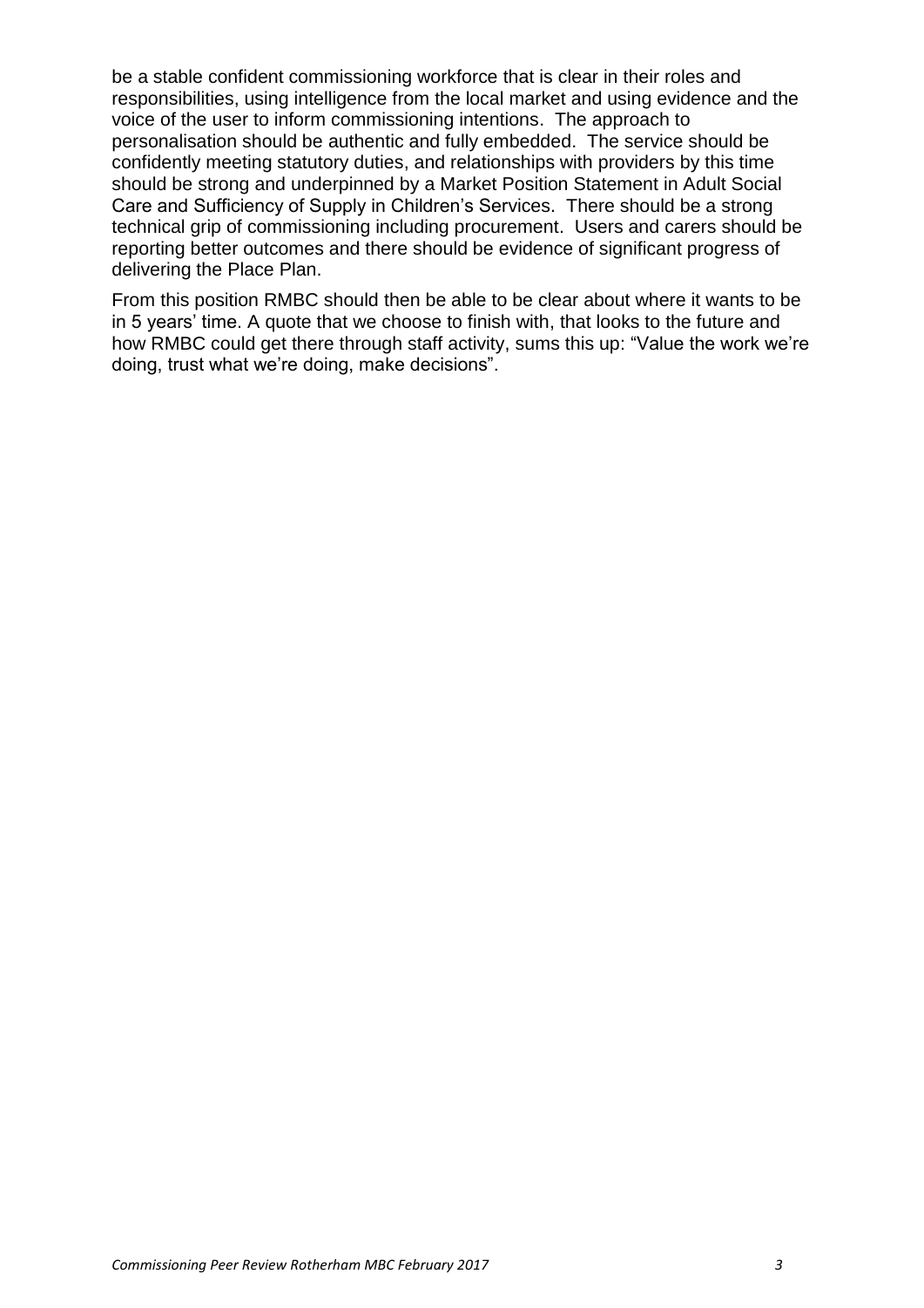be a stable confident commissioning workforce that is clear in their roles and responsibilities, using intelligence from the local market and using evidence and the voice of the user to inform commissioning intentions. The approach to personalisation should be authentic and fully embedded. The service should be confidently meeting statutory duties, and relationships with providers by this time should be strong and underpinned by a Market Position Statement in Adult Social Care and Sufficiency of Supply in Children's Services. There should be a strong technical grip of commissioning including procurement. Users and carers should be reporting better outcomes and there should be evidence of significant progress of delivering the Place Plan.

From this position RMBC should then be able to be clear about where it wants to be in 5 years' time. A quote that we choose to finish with, that looks to the future and how RMBC could get there through staff activity, sums this up: "Value the work we're doing, trust what we're doing, make decisions".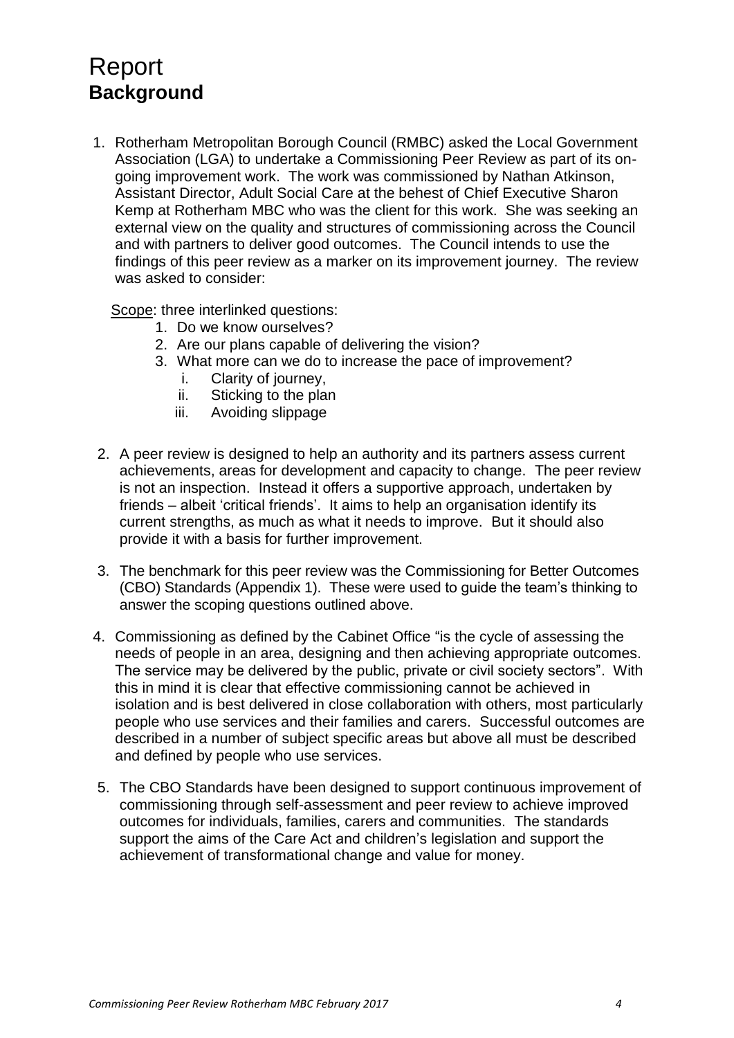# Report

## Background

1. Rotherham Metropolitan Borough Council (RMBC) asked the Local Government Association (LGA) to undertake a Commissioning Peer Review as part of its on-going improvement work. The work was commissioned by Nathan Atkinson, Assistant Director, Adult Social Care at the behest of Chief Executive Sharon Kemp at Rotherham MBC who was the client for this work. She was seeking an external view on the quality and structures of commissioning across the Council and with partners to deliver good outcomes. The Council intends to use the findings of this peer review as a marker on its improvement journey. The review was asked to consider:

   Scope: three interlinked questions:

   1. Do we know ourselves?
   2. Are our plans capable of delivering the vision?
   3. What more can we do to increase the pace of improvement?
      i. Clarity of journey,
      ii. Sticking to the plan
      iii. Avoiding slippage

2. A peer review is designed to help an authority and its partners assess current achievements, areas for development and capacity to change. The peer review is not an inspection. Instead it offers a supportive approach, undertaken by friends – albeit 'critical friends'. It aims to help an organisation identify its current strengths, as much as what it needs to improve. But it should also provide it with a basis for further improvement.

3. The benchmark for this peer review was the Commissioning for Better Outcomes (CBO) Standards (Appendix 1). These were used to guide the team's thinking to answer the scoping questions outlined above.

4. Commissioning as defined by the Cabinet Office "is the cycle of assessing the needs of people in an area, designing and then achieving appropriate outcomes. The service may be delivered by the public, private or civil society sectors". With this in mind it is clear that effective commissioning cannot be achieved in isolation and is best delivered in close collaboration with others, most particularly people who use services and their families and carers. Successful outcomes are described in a number of subject specific areas but above all must be described and defined by people who use services.

5. The CBO Standards have been designed to support continuous improvement of commissioning through self-assessment and peer review to achieve improved outcomes for individuals, families, carers and communities. The standards support the aims of the Care Act and children's legislation and support the achievement of transformational change and value for money.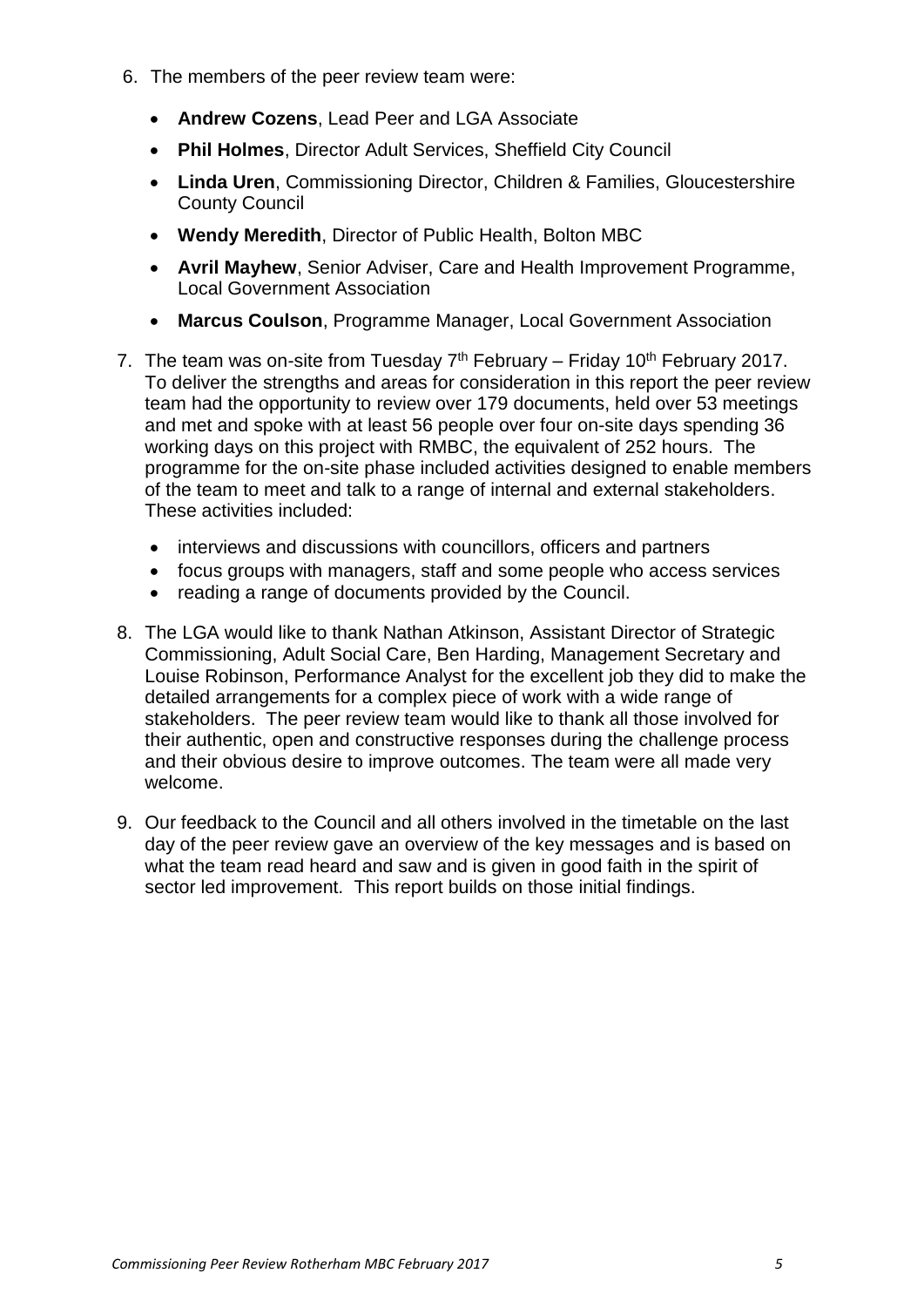6. The members of the peer review team were:

    - **Andrew Cozens**, Lead Peer and LGA Associate
    - **Phil Holmes**, Director Adult Services, Sheffield City Council
    - **Linda Uren**, Commissioning Director, Children & Families, Gloucestershire County Council
    - **Wendy Meredith**, Director of Public Health, Bolton MBC
    - **Avril Mayhew**, Senior Adviser, Care and Health Improvement Programme, Local Government Association
    - **Marcus Coulson**, Programme Manager, Local Government Association

7. The team was on-site from Tuesday 7th February – Friday 10th February 2017. To deliver the strengths and areas for consideration in this report the peer review team had the opportunity to review over 179 documents, held over 53 meetings and met and spoke with at least 56 people over four on-site days spending 36 working days on this project with RMBC, the equivalent of 252 hours. The programme for the on-site phase included activities designed to enable members of the team to meet and talk to a range of internal and external stakeholders. These activities included:

    - interviews and discussions with councillors, officers and partners
    - focus groups with managers, staff and some people who access services
    - reading a range of documents provided by the Council.

8. The LGA would like to thank Nathan Atkinson, Assistant Director of Strategic Commissioning, Adult Social Care, Ben Harding, Management Secretary and Louise Robinson, Performance Analyst for the excellent job they did to make the detailed arrangements for a complex piece of work with a wide range of stakeholders. The peer review team would like to thank all those involved for their authentic, open and constructive responses during the challenge process and their obvious desire to improve outcomes. The team were all made very welcome.

9. Our feedback to the Council and all others involved in the timetable on the last day of the peer review gave an overview of the key messages and is based on what the team read heard and saw and is given in good faith in the spirit of sector led improvement. This report builds on those initial findings.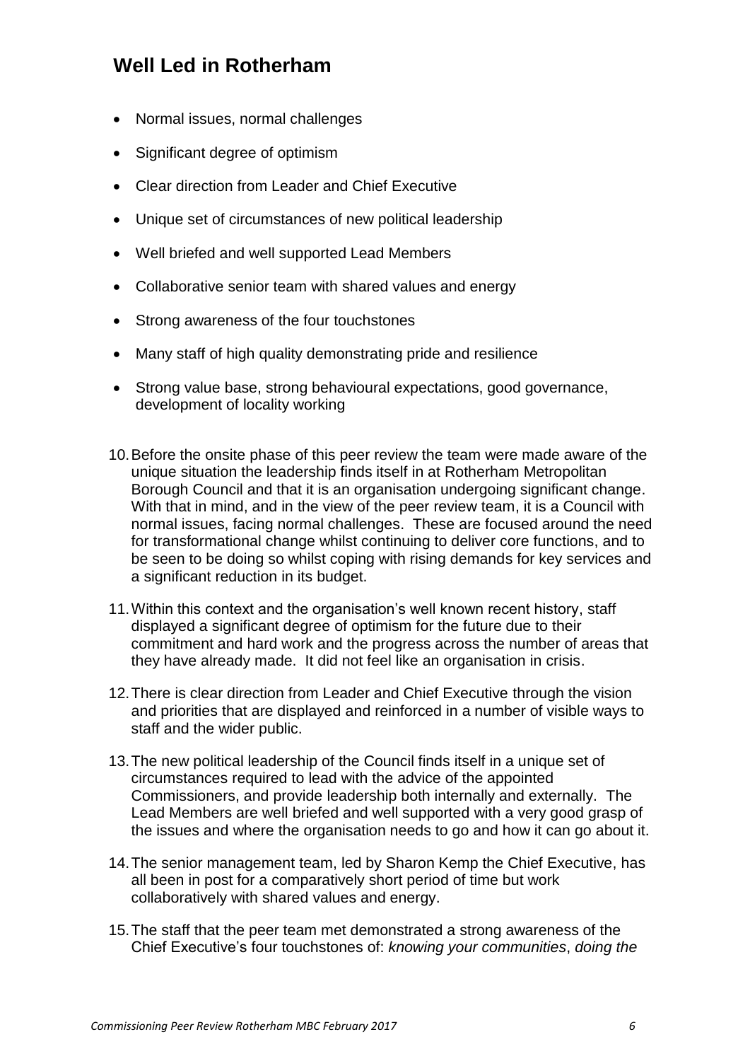## Well Led in Rotherham

- Normal issues, normal challenges
- Significant degree of optimism
- Clear direction from Leader and Chief Executive
- Unique set of circumstances of new political leadership
- Well briefed and well supported Lead Members
- Collaborative senior team with shared values and energy
- Strong awareness of the four touchstones
- Many staff of high quality demonstrating pride and resilience
- Strong value base, strong behavioural expectations, good governance, development of locality working

10. Before the onsite phase of this peer review the team were made aware of the unique situation the leadership finds itself in at Rotherham Metropolitan Borough Council and that it is an organisation undergoing significant change. With that in mind, and in the view of the peer review team, it is a Council with normal issues, facing normal challenges. These are focused around the need for transformational change whilst continuing to deliver core functions, and to be seen to be doing so whilst coping with rising demands for key services and a significant reduction in its budget.

11. Within this context and the organisation's well known recent history, staff displayed a significant degree of optimism for the future due to their commitment and hard work and the progress across the number of areas that they have already made. It did not feel like an organisation in crisis.

12. There is clear direction from Leader and Chief Executive through the vision and priorities that are displayed and reinforced in a number of visible ways to staff and the wider public.

13. The new political leadership of the Council finds itself in a unique set of circumstances required to lead with the advice of the appointed Commissioners, and provide leadership both internally and externally. The Lead Members are well briefed and well supported with a very good grasp of the issues and where the organisation needs to go and how it can go about it.

14. The senior management team, led by Sharon Kemp the Chief Executive, has all been in post for a comparatively short period of time but work collaboratively with shared values and energy.

15. The staff that the peer team met demonstrated a strong awareness of the Chief Executive's four touchstones of: *knowing your communities*, *doing the*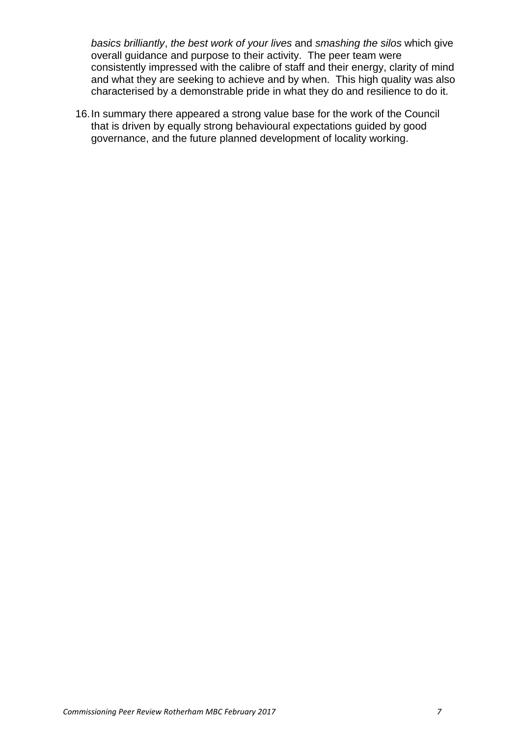*basics brilliantly*, *the best work of your lives* and *smashing the silos* which give overall guidance and purpose to their activity. The peer team were consistently impressed with the calibre of staff and their energy, clarity of mind and what they are seeking to achieve and by when. This high quality was also characterised by a demonstrable pride in what they do and resilience to do it.

16. In summary there appeared a strong value base for the work of the Council that is driven by equally strong behavioural expectations guided by good governance, and the future planned development of locality working.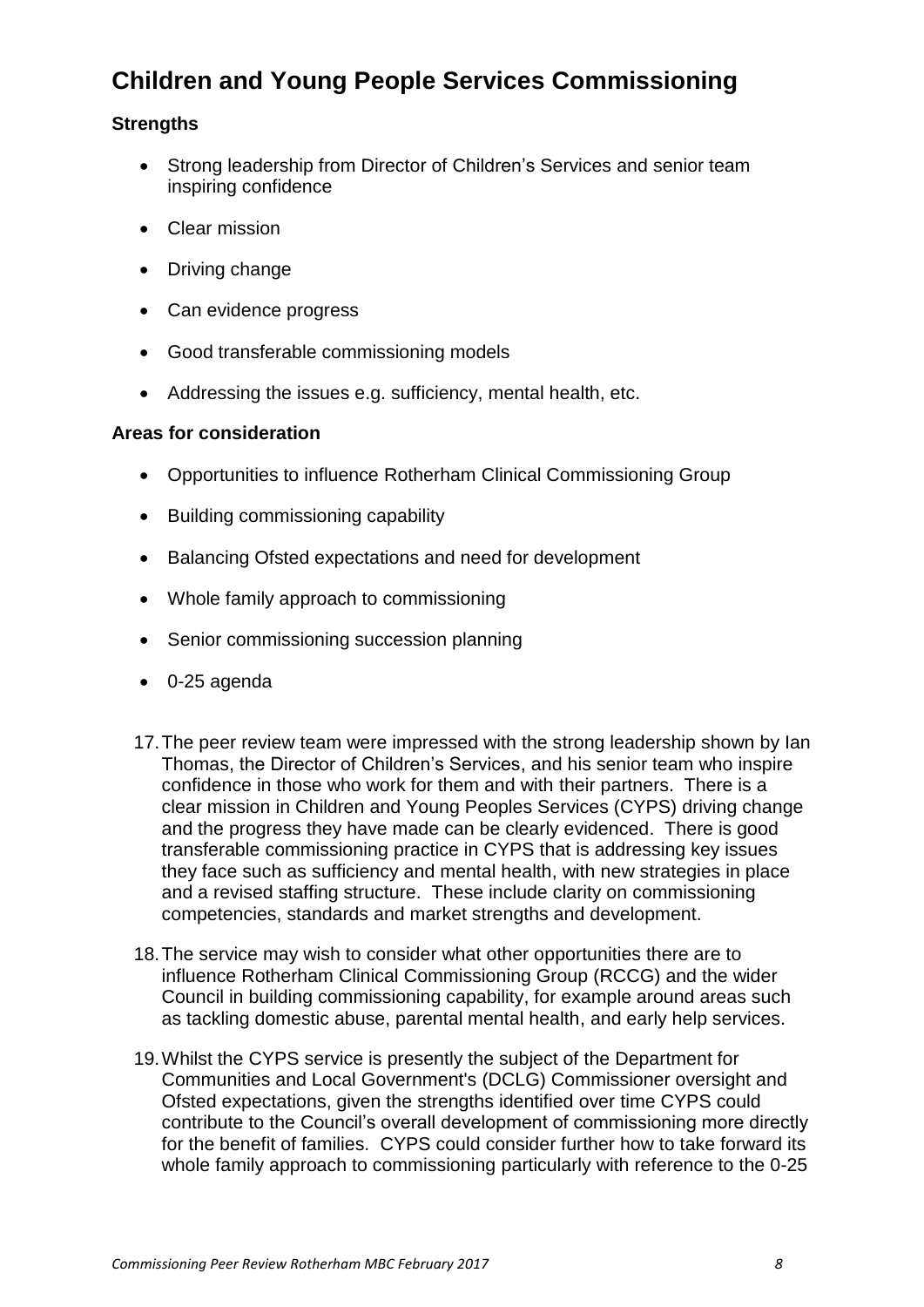## Children and Young People Services Commissioning

### Strengths

- Strong leadership from Director of Children's Services and senior team inspiring confidence
- Clear mission
- Driving change
- Can evidence progress
- Good transferable commissioning models
- Addressing the issues e.g. sufficiency, mental health, etc.

### Areas for consideration

- Opportunities to influence Rotherham Clinical Commissioning Group
- Building commissioning capability
- Balancing Ofsted expectations and need for development
- Whole family approach to commissioning
- Senior commissioning succession planning
- 0-25 agenda

17. The peer review team were impressed with the strong leadership shown by Ian Thomas, the Director of Children's Services, and his senior team who inspire confidence in those who work for them and with their partners. There is a clear mission in Children and Young Peoples Services (CYPS) driving change and the progress they have made can be clearly evidenced. There is good transferable commissioning practice in CYPS that is addressing key issues they face such as sufficiency and mental health, with new strategies in place and a revised staffing structure. These include clarity on commissioning competencies, standards and market strengths and development.

18. The service may wish to consider what other opportunities there are to influence Rotherham Clinical Commissioning Group (RCCG) and the wider Council in building commissioning capability, for example around areas such as tackling domestic abuse, parental mental health, and early help services.

19. Whilst the CYPS service is presently the subject of the Department for Communities and Local Government's (DCLG) Commissioner oversight and Ofsted expectations, given the strengths identified over time CYPS could contribute to the Council's overall development of commissioning more directly for the benefit of families. CYPS could consider further how to take forward its whole family approach to commissioning particularly with reference to the 0-25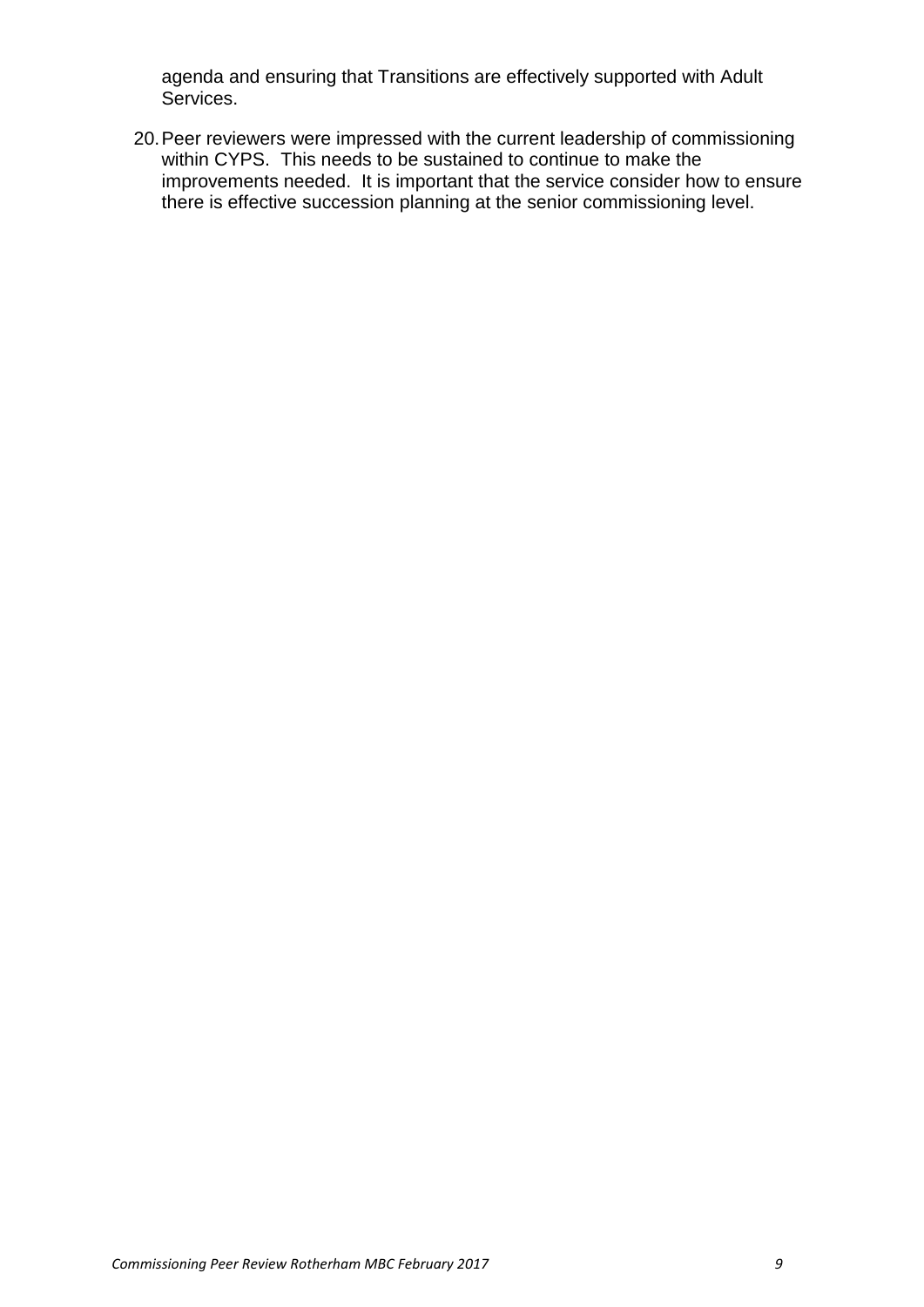agenda and ensuring that Transitions are effectively supported with Adult Services.

20. Peer reviewers were impressed with the current leadership of commissioning within CYPS. This needs to be sustained to continue to make the improvements needed. It is important that the service consider how to ensure there is effective succession planning at the senior commissioning level.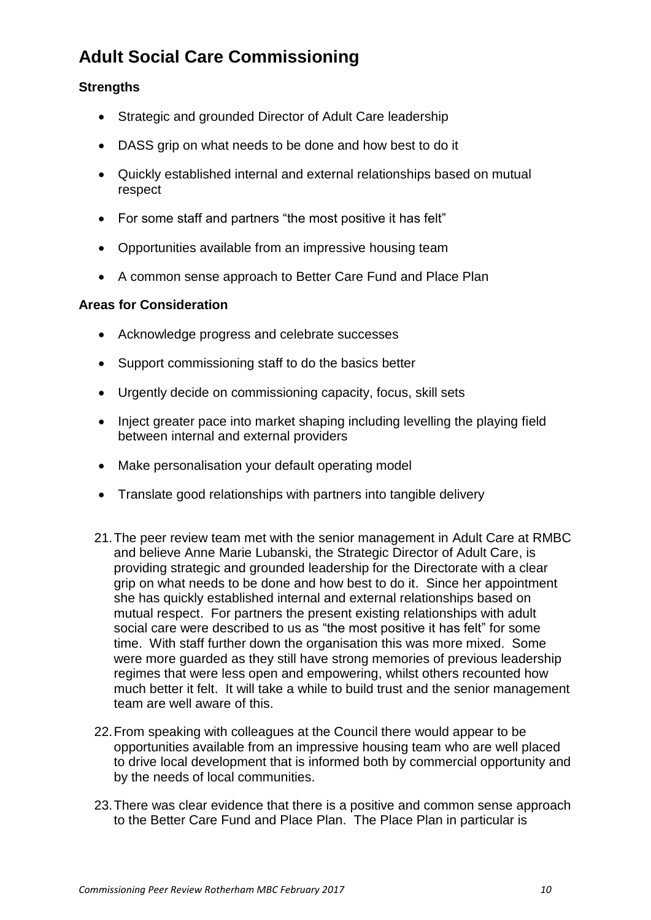## Adult Social Care Commissioning

**Strengths**

- Strategic and grounded Director of Adult Care leadership
- DASS grip on what needs to be done and how best to do it
- Quickly established internal and external relationships based on mutual respect
- For some staff and partners "the most positive it has felt"
- Opportunities available from an impressive housing team
- A common sense approach to Better Care Fund and Place Plan

**Areas for Consideration**

- Acknowledge progress and celebrate successes
- Support commissioning staff to do the basics better
- Urgently decide on commissioning capacity, focus, skill sets
- Inject greater pace into market shaping including levelling the playing field between internal and external providers
- Make personalisation your default operating model
- Translate good relationships with partners into tangible delivery

21. The peer review team met with the senior management in Adult Care at RMBC and believe Anne Marie Lubanski, the Strategic Director of Adult Care, is providing strategic and grounded leadership for the Directorate with a clear grip on what needs to be done and how best to do it. Since her appointment she has quickly established internal and external relationships based on mutual respect. For partners the present existing relationships with adult social care were described to us as "the most positive it has felt" for some time. With staff further down the organisation this was more mixed. Some were more guarded as they still have strong memories of previous leadership regimes that were less open and empowering, whilst others recounted how much better it felt. It will take a while to build trust and the senior management team are well aware of this.

22. From speaking with colleagues at the Council there would appear to be opportunities available from an impressive housing team who are well placed to drive local development that is informed both by commercial opportunity and by the needs of local communities.

23. There was clear evidence that there is a positive and common sense approach to the Better Care Fund and Place Plan. The Place Plan in particular is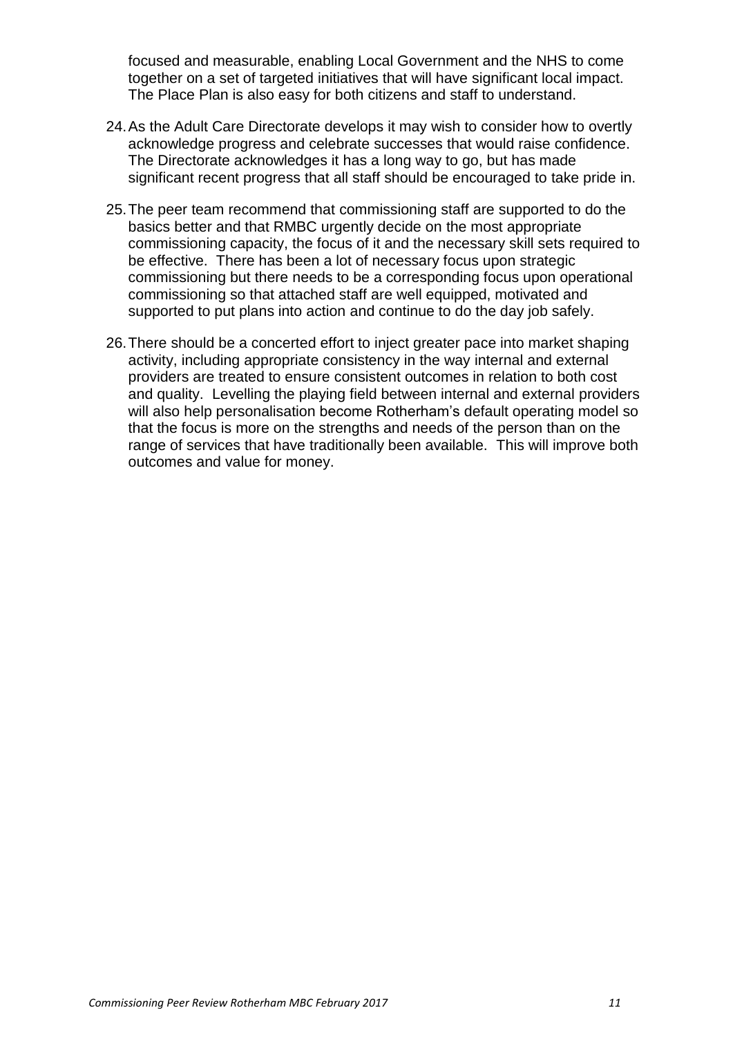focused and measurable, enabling Local Government and the NHS to come together on a set of targeted initiatives that will have significant local impact. The Place Plan is also easy for both citizens and staff to understand.

24. As the Adult Care Directorate develops it may wish to consider how to overtly acknowledge progress and celebrate successes that would raise confidence. The Directorate acknowledges it has a long way to go, but has made significant recent progress that all staff should be encouraged to take pride in.

25. The peer team recommend that commissioning staff are supported to do the basics better and that RMBC urgently decide on the most appropriate commissioning capacity, the focus of it and the necessary skill sets required to be effective. There has been a lot of necessary focus upon strategic commissioning but there needs to be a corresponding focus upon operational commissioning so that attached staff are well equipped, motivated and supported to put plans into action and continue to do the day job safely.

26. There should be a concerted effort to inject greater pace into market shaping activity, including appropriate consistency in the way internal and external providers are treated to ensure consistent outcomes in relation to both cost and quality. Levelling the playing field between internal and external providers will also help personalisation become Rotherham's default operating model so that the focus is more on the strengths and needs of the person than on the range of services that have traditionally been available. This will improve both outcomes and value for money.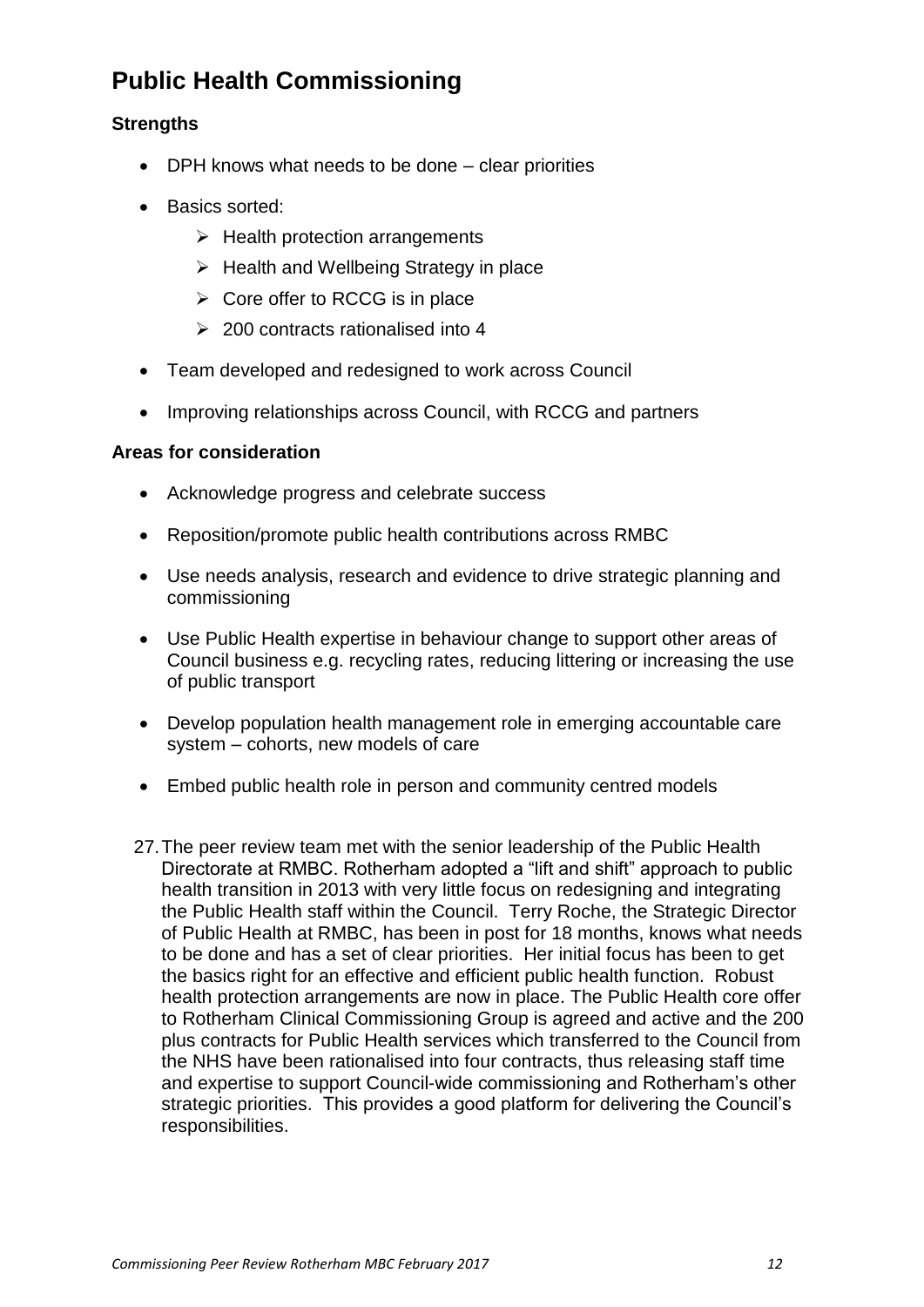# Public Health Commissioning

### Strengths

- DPH knows what needs to be done – clear priorities
- Basics sorted:
  - Health protection arrangements
  - Health and Wellbeing Strategy in place
  - Core offer to RCCG is in place
  - 200 contracts rationalised into 4
- Team developed and redesigned to work across Council
- Improving relationships across Council, with RCCG and partners

### Areas for consideration

- Acknowledge progress and celebrate success
- Reposition/promote public health contributions across RMBC
- Use needs analysis, research and evidence to drive strategic planning and commissioning
- Use Public Health expertise in behaviour change to support other areas of Council business e.g. recycling rates, reducing littering or increasing the use of public transport
- Develop population health management role in emerging accountable care system – cohorts, new models of care
- Embed public health role in person and community centred models

27. The peer review team met with the senior leadership of the Public Health Directorate at RMBC. Rotherham adopted a "lift and shift" approach to public health transition in 2013 with very little focus on redesigning and integrating the Public Health staff within the Council. Terry Roche, the Strategic Director of Public Health at RMBC, has been in post for 18 months, knows what needs to be done and has a set of clear priorities. Her initial focus has been to get the basics right for an effective and efficient public health function. Robust health protection arrangements are now in place. The Public Health core offer to Rotherham Clinical Commissioning Group is agreed and active and the 200 plus contracts for Public Health services which transferred to the Council from the NHS have been rationalised into four contracts, thus releasing staff time and expertise to support Council-wide commissioning and Rotherham's other strategic priorities. This provides a good platform for delivering the Council's responsibilities.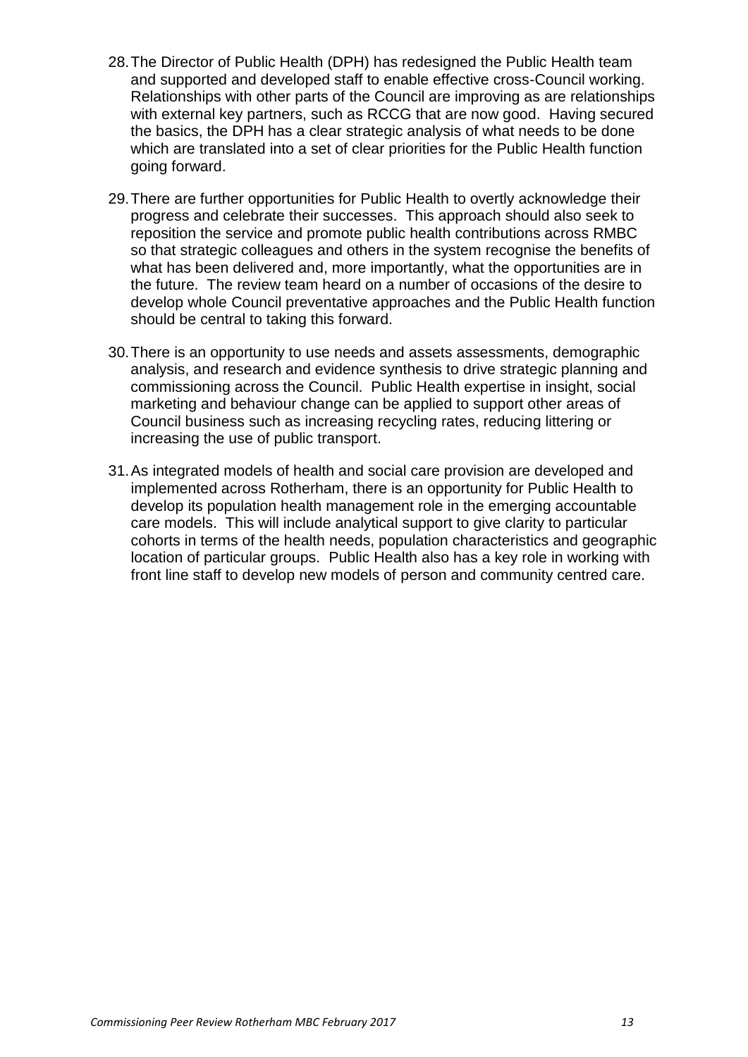28. The Director of Public Health (DPH) has redesigned the Public Health team and supported and developed staff to enable effective cross-Council working. Relationships with other parts of the Council are improving as are relationships with external key partners, such as RCCG that are now good. Having secured the basics, the DPH has a clear strategic analysis of what needs to be done which are translated into a set of clear priorities for the Public Health function going forward.

29. There are further opportunities for Public Health to overtly acknowledge their progress and celebrate their successes. This approach should also seek to reposition the service and promote public health contributions across RMBC so that strategic colleagues and others in the system recognise the benefits of what has been delivered and, more importantly, what the opportunities are in the future. The review team heard on a number of occasions of the desire to develop whole Council preventative approaches and the Public Health function should be central to taking this forward.

30. There is an opportunity to use needs and assets assessments, demographic analysis, and research and evidence synthesis to drive strategic planning and commissioning across the Council. Public Health expertise in insight, social marketing and behaviour change can be applied to support other areas of Council business such as increasing recycling rates, reducing littering or increasing the use of public transport.

31. As integrated models of health and social care provision are developed and implemented across Rotherham, there is an opportunity for Public Health to develop its population health management role in the emerging accountable care models. This will include analytical support to give clarity to particular cohorts in terms of the health needs, population characteristics and geographic location of particular groups. Public Health also has a key role in working with front line staff to develop new models of person and community centred care.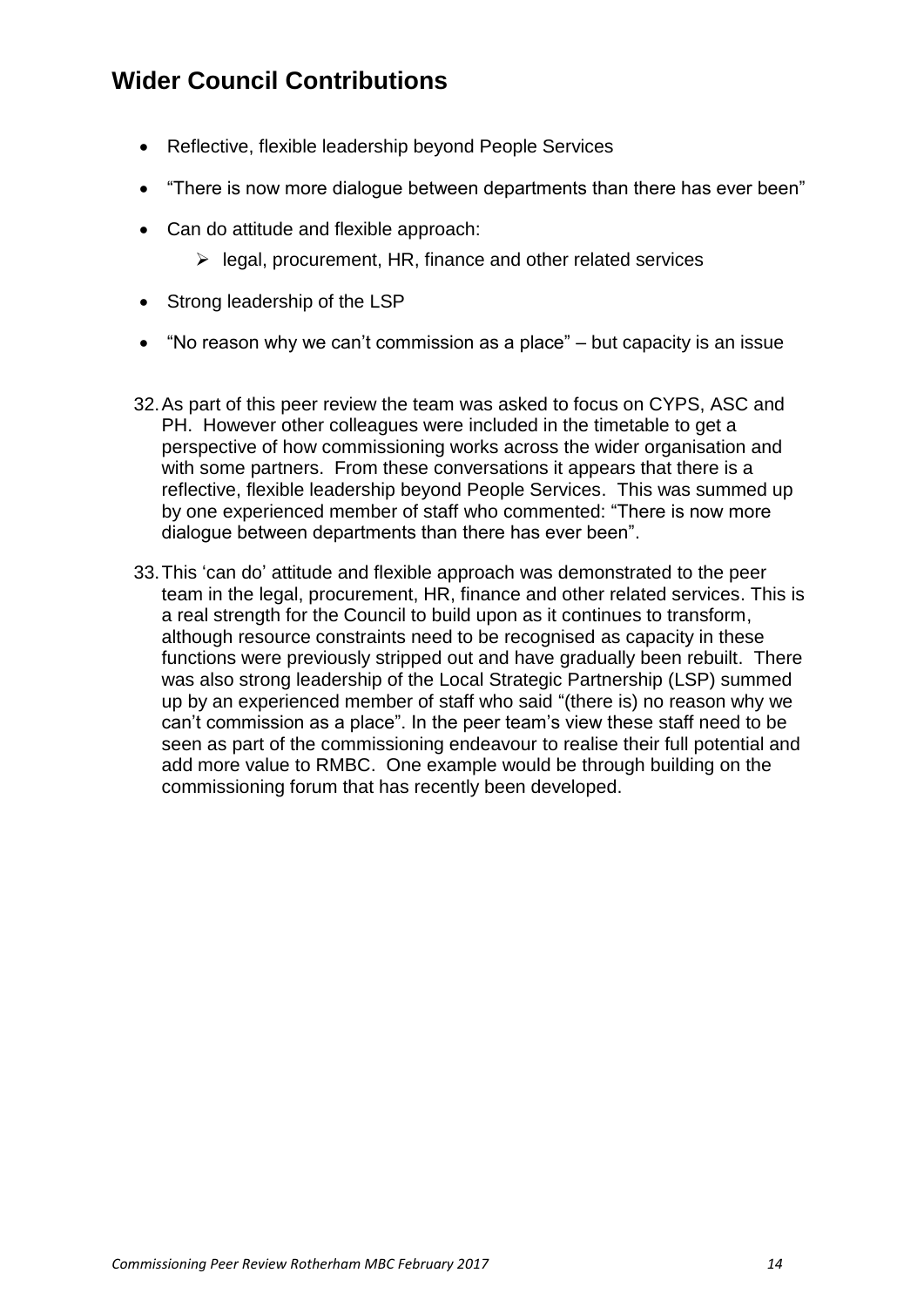## Wider Council Contributions

- Reflective, flexible leadership beyond People Services
- "There is now more dialogue between departments than there has ever been"
- Can do attitude and flexible approach:
  - legal, procurement, HR, finance and other related services
- Strong leadership of the LSP
- "No reason why we can't commission as a place" – but capacity is an issue

32. As part of this peer review the team was asked to focus on CYPS, ASC and PH. However other colleagues were included in the timetable to get a perspective of how commissioning works across the wider organisation and with some partners. From these conversations it appears that there is a reflective, flexible leadership beyond People Services. This was summed up by one experienced member of staff who commented: "There is now more dialogue between departments than there has ever been".

33. This 'can do' attitude and flexible approach was demonstrated to the peer team in the legal, procurement, HR, finance and other related services. This is a real strength for the Council to build upon as it continues to transform, although resource constraints need to be recognised as capacity in these functions were previously stripped out and have gradually been rebuilt. There was also strong leadership of the Local Strategic Partnership (LSP) summed up by an experienced member of staff who said "(there is) no reason why we can't commission as a place". In the peer team's view these staff need to be seen as part of the commissioning endeavour to realise their full potential and add more value to RMBC. One example would be through building on the commissioning forum that has recently been developed.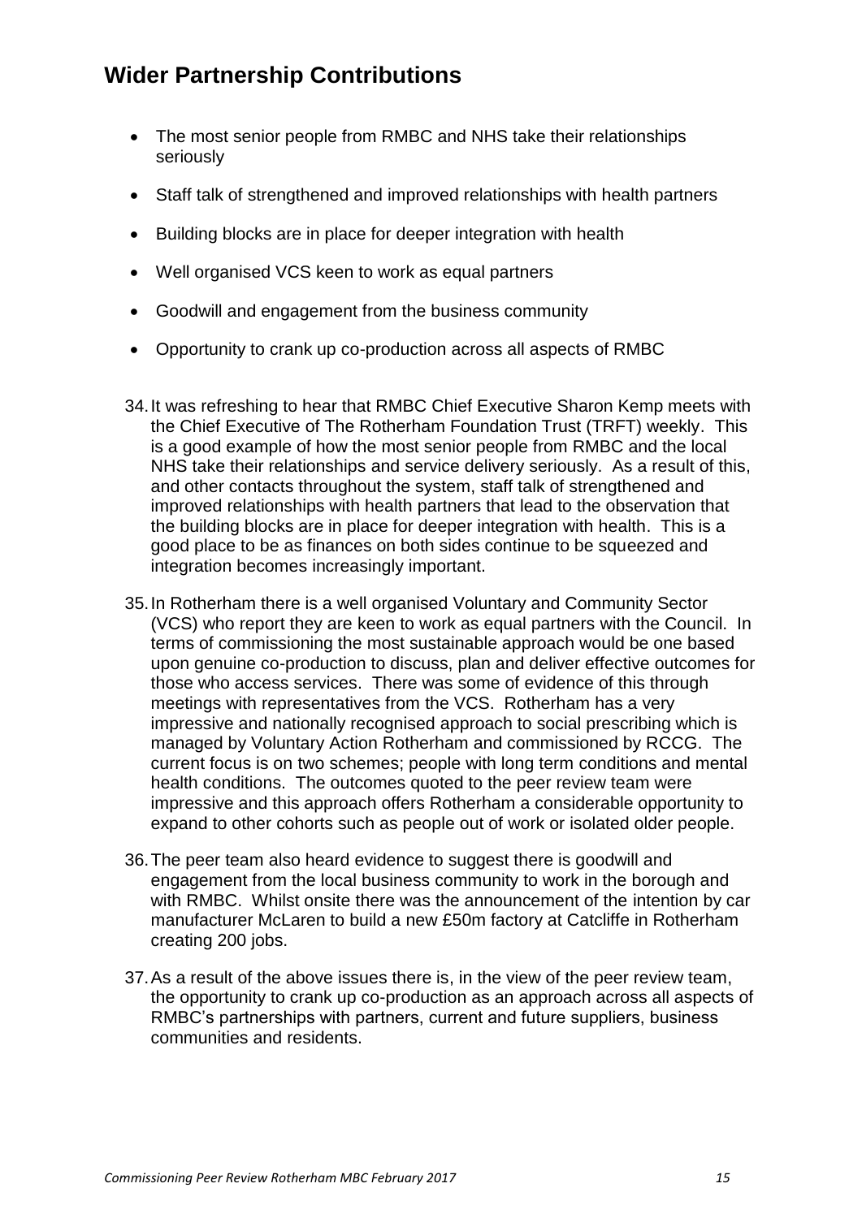## Wider Partnership Contributions

- The most senior people from RMBC and NHS take their relationships seriously
- Staff talk of strengthened and improved relationships with health partners
- Building blocks are in place for deeper integration with health
- Well organised VCS keen to work as equal partners
- Goodwill and engagement from the business community
- Opportunity to crank up co-production across all aspects of RMBC

34. It was refreshing to hear that RMBC Chief Executive Sharon Kemp meets with the Chief Executive of The Rotherham Foundation Trust (TRFT) weekly. This is a good example of how the most senior people from RMBC and the local NHS take their relationships and service delivery seriously. As a result of this, and other contacts throughout the system, staff talk of strengthened and improved relationships with health partners that lead to the observation that the building blocks are in place for deeper integration with health. This is a good place to be as finances on both sides continue to be squeezed and integration becomes increasingly important.

35. In Rotherham there is a well organised Voluntary and Community Sector (VCS) who report they are keen to work as equal partners with the Council. In terms of commissioning the most sustainable approach would be one based upon genuine co-production to discuss, plan and deliver effective outcomes for those who access services. There was some of evidence of this through meetings with representatives from the VCS. Rotherham has a very impressive and nationally recognised approach to social prescribing which is managed by Voluntary Action Rotherham and commissioned by RCCG. The current focus is on two schemes; people with long term conditions and mental health conditions. The outcomes quoted to the peer review team were impressive and this approach offers Rotherham a considerable opportunity to expand to other cohorts such as people out of work or isolated older people.

36. The peer team also heard evidence to suggest there is goodwill and engagement from the local business community to work in the borough and with RMBC. Whilst onsite there was the announcement of the intention by car manufacturer McLaren to build a new £50m factory at Catcliffe in Rotherham creating 200 jobs.

37. As a result of the above issues there is, in the view of the peer review team, the opportunity to crank up co-production as an approach across all aspects of RMBC's partnerships with partners, current and future suppliers, business communities and residents.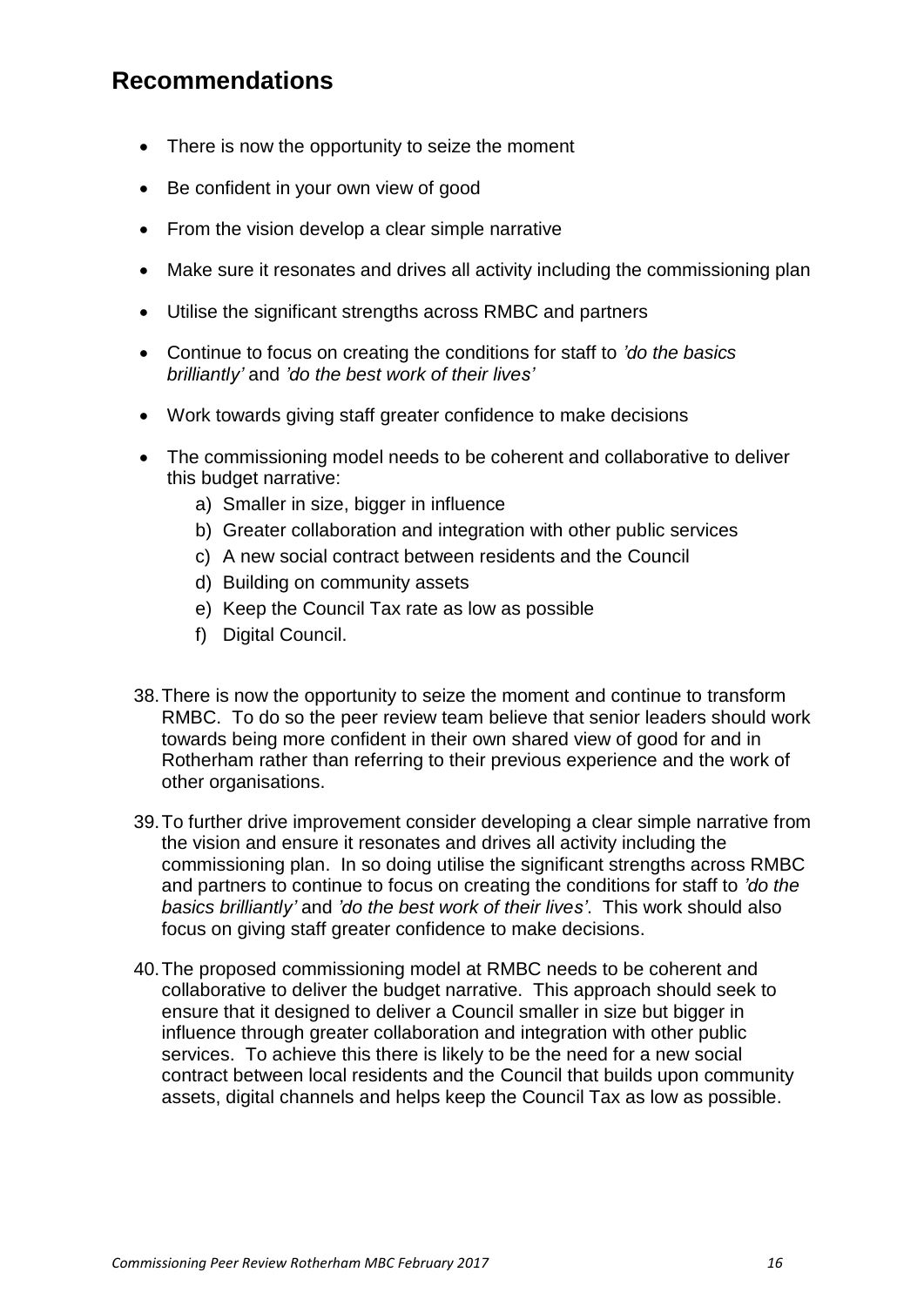## Recommendations

- There is now the opportunity to seize the moment
- Be confident in your own view of good
- From the vision develop a clear simple narrative
- Make sure it resonates and drives all activity including the commissioning plan
- Utilise the significant strengths across RMBC and partners
- Continue to focus on creating the conditions for staff to *'do the basics brilliantly'* and *'do the best work of their lives'*
- Work towards giving staff greater confidence to make decisions
- The commissioning model needs to be coherent and collaborative to deliver this budget narrative:
  a) Smaller in size, bigger in influence
  b) Greater collaboration and integration with other public services
  c) A new social contract between residents and the Council
  d) Building on community assets
  e) Keep the Council Tax rate as low as possible
  f) Digital Council.

38. There is now the opportunity to seize the moment and continue to transform RMBC. To do so the peer review team believe that senior leaders should work towards being more confident in their own shared view of good for and in Rotherham rather than referring to their previous experience and the work of other organisations.

39. To further drive improvement consider developing a clear simple narrative from the vision and ensure it resonates and drives all activity including the commissioning plan. In so doing utilise the significant strengths across RMBC and partners to continue to focus on creating the conditions for staff to *'do the basics brilliantly'* and *'do the best work of their lives'*. This work should also focus on giving staff greater confidence to make decisions.

40. The proposed commissioning model at RMBC needs to be coherent and collaborative to deliver the budget narrative. This approach should seek to ensure that it designed to deliver a Council smaller in size but bigger in influence through greater collaboration and integration with other public services. To achieve this there is likely to be the need for a new social contract between local residents and the Council that builds upon community assets, digital channels and helps keep the Council Tax as low as possible.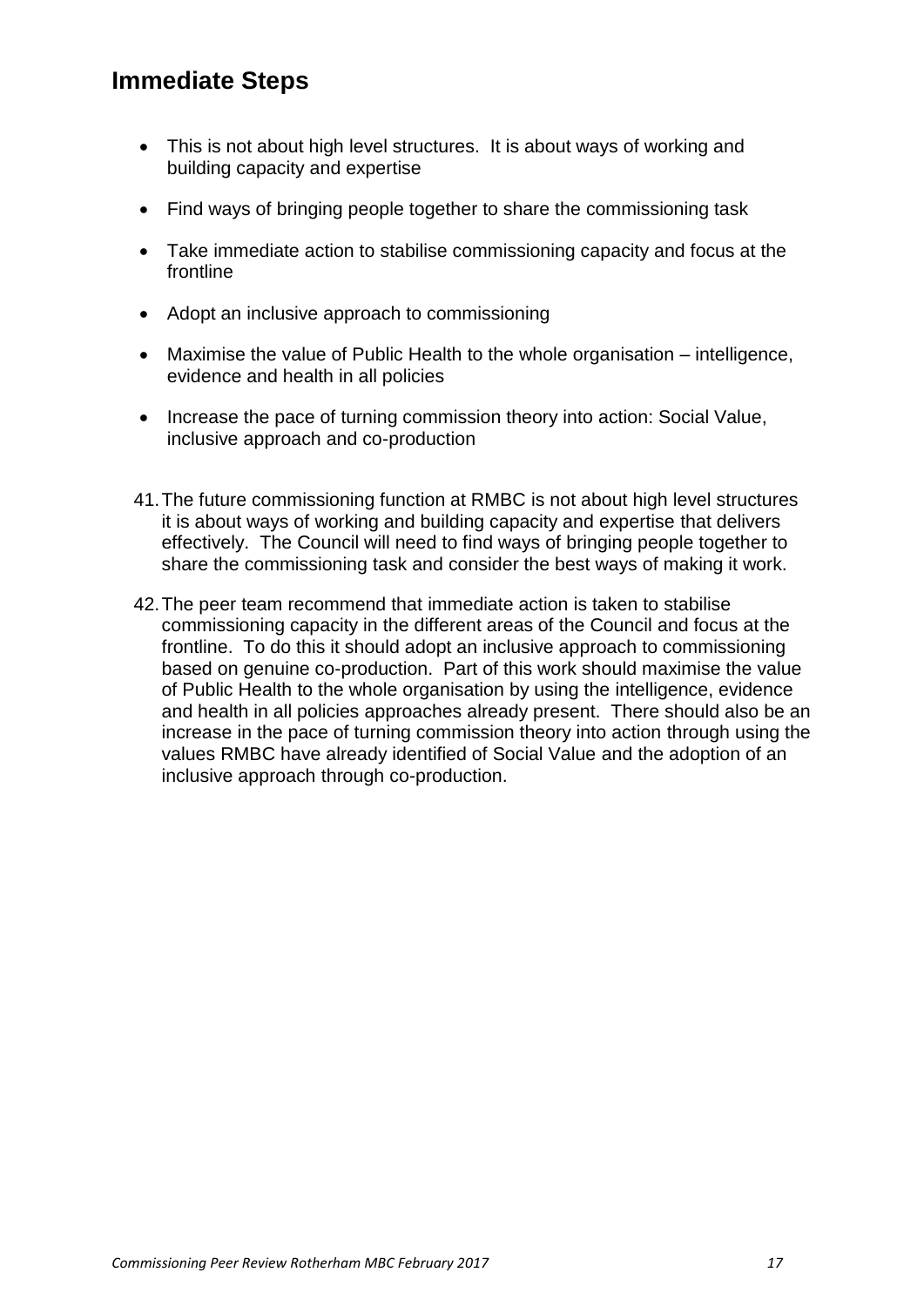## Immediate Steps

- This is not about high level structures. It is about ways of working and building capacity and expertise
- Find ways of bringing people together to share the commissioning task
- Take immediate action to stabilise commissioning capacity and focus at the frontline
- Adopt an inclusive approach to commissioning
- Maximise the value of Public Health to the whole organisation – intelligence, evidence and health in all policies
- Increase the pace of turning commission theory into action: Social Value, inclusive approach and co-production

41. The future commissioning function at RMBC is not about high level structures it is about ways of working and building capacity and expertise that delivers effectively. The Council will need to find ways of bringing people together to share the commissioning task and consider the best ways of making it work.

42. The peer team recommend that immediate action is taken to stabilise commissioning capacity in the different areas of the Council and focus at the frontline. To do this it should adopt an inclusive approach to commissioning based on genuine co-production. Part of this work should maximise the value of Public Health to the whole organisation by using the intelligence, evidence and health in all policies approaches already present. There should also be an increase in the pace of turning commission theory into action through using the values RMBC have already identified of Social Value and the adoption of an inclusive approach through co-production.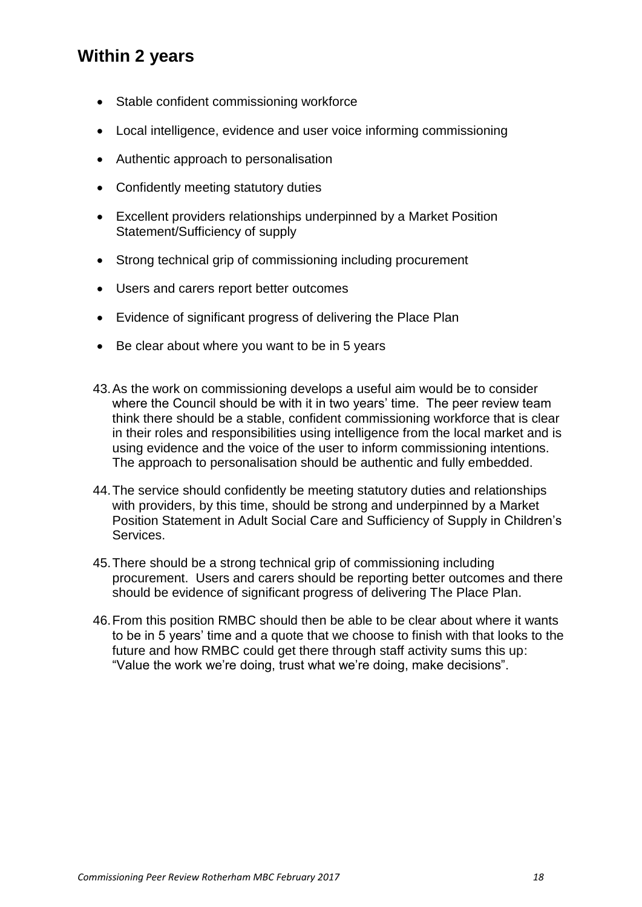## Within 2 years

- Stable confident commissioning workforce
- Local intelligence, evidence and user voice informing commissioning
- Authentic approach to personalisation
- Confidently meeting statutory duties
- Excellent providers relationships underpinned by a Market Position Statement/Sufficiency of supply
- Strong technical grip of commissioning including procurement
- Users and carers report better outcomes
- Evidence of significant progress of delivering the Place Plan
- Be clear about where you want to be in 5 years

43. As the work on commissioning develops a useful aim would be to consider where the Council should be with it in two years' time. The peer review team think there should be a stable, confident commissioning workforce that is clear in their roles and responsibilities using intelligence from the local market and is using evidence and the voice of the user to inform commissioning intentions. The approach to personalisation should be authentic and fully embedded.

44. The service should confidently be meeting statutory duties and relationships with providers, by this time, should be strong and underpinned by a Market Position Statement in Adult Social Care and Sufficiency of Supply in Children's Services.

45. There should be a strong technical grip of commissioning including procurement. Users and carers should be reporting better outcomes and there should be evidence of significant progress of delivering The Place Plan.

46. From this position RMBC should then be able to be clear about where it wants to be in 5 years' time and a quote that we choose to finish with that looks to the future and how RMBC could get there through staff activity sums this up: "Value the work we're doing, trust what we're doing, make decisions".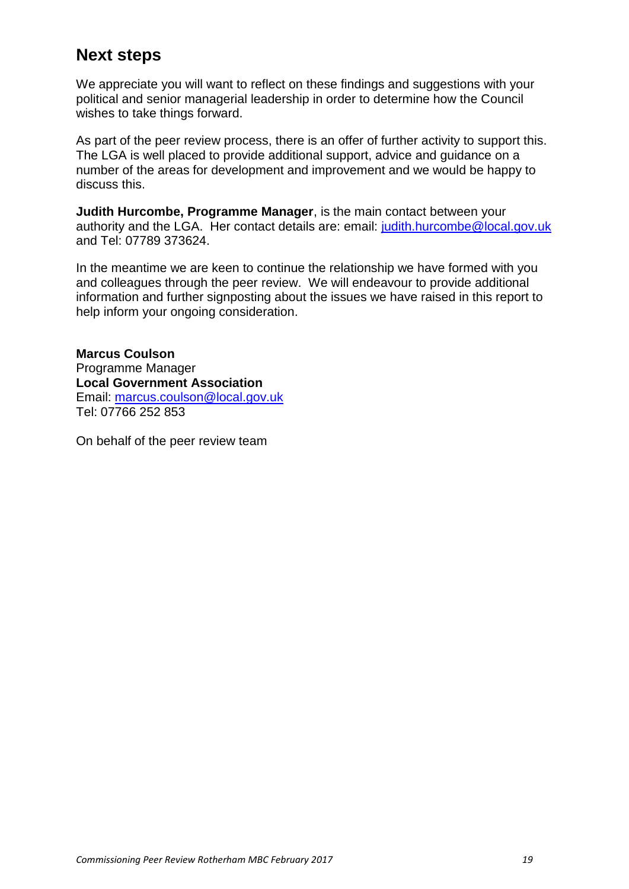## Next steps

We appreciate you will want to reflect on these findings and suggestions with your political and senior managerial leadership in order to determine how the Council wishes to take things forward.

As part of the peer review process, there is an offer of further activity to support this. The LGA is well placed to provide additional support, advice and guidance on a number of the areas for development and improvement and we would be happy to discuss this.

**Judith Hurcombe, Programme Manager**, is the main contact between your authority and the LGA. Her contact details are: email: judith.hurcombe@local.gov.uk and Tel: 07789 373624.

In the meantime we are keen to continue the relationship we have formed with you and colleagues through the peer review. We will endeavour to provide additional information and further signposting about the issues we have raised in this report to help inform your ongoing consideration.

**Marcus Coulson**
Programme Manager
**Local Government Association**
Email: marcus.coulson@local.gov.uk
Tel: 07766 252 853

On behalf of the peer review team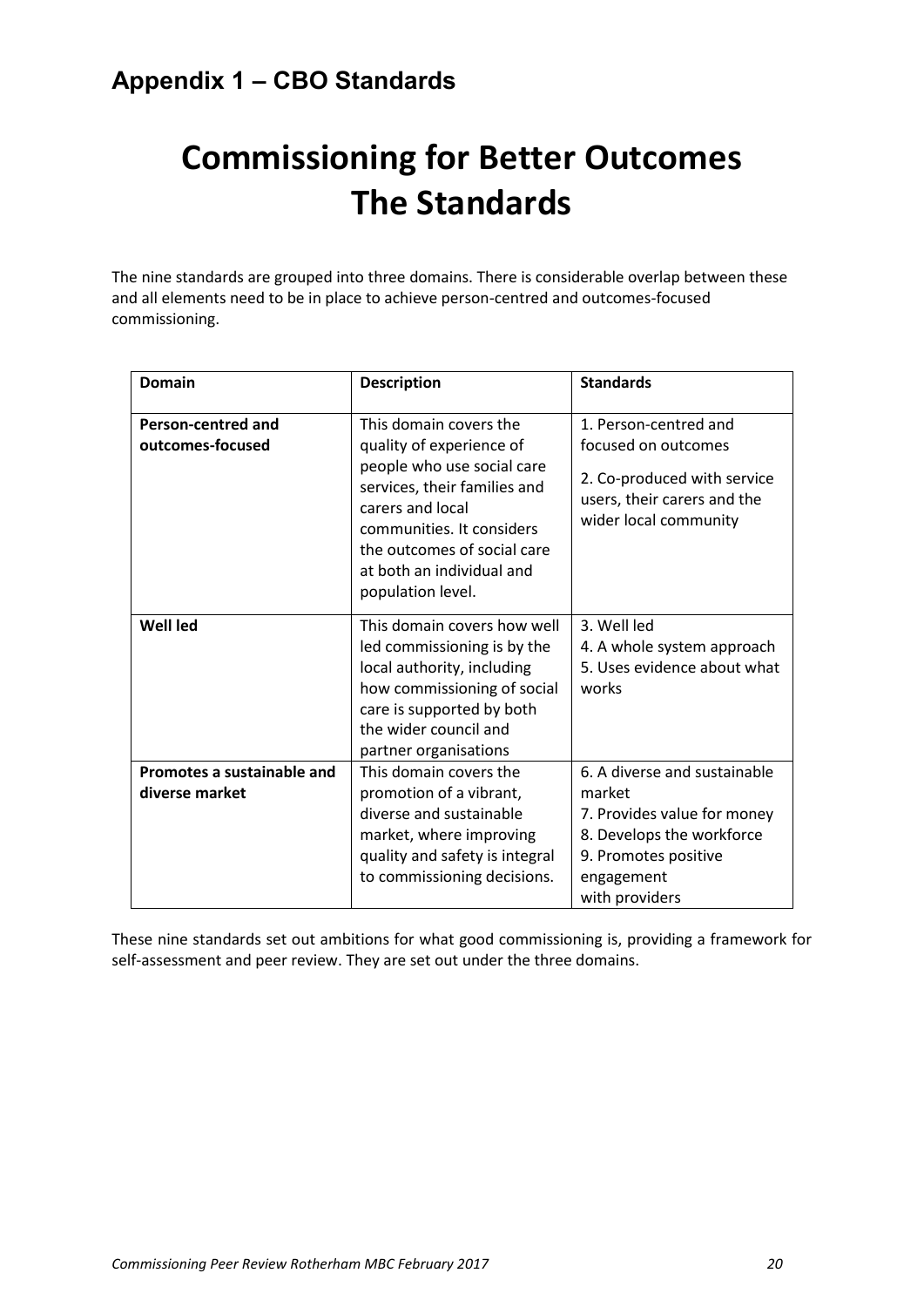## Appendix 1 – CBO Standards

# Commissioning for Better Outcomes The Standards

The nine standards are grouped into three domains. There is considerable overlap between these and all elements need to be in place to achieve person-centred and outcomes-focused commissioning.

| Domain | Description | Standards |
|---|---|---|
| **Person-centred and outcomes-focused** | This domain covers the quality of experience of people who use social care services, their families and carers and local communities. It considers the outcomes of social care at both an individual and population level. | 1. Person-centred and focused on outcomes<br>2. Co-produced with service users, their carers and the wider local community |
| **Well led** | This domain covers how well led commissioning is by the local authority, including how commissioning of social care is supported by both the wider council and partner organisations | 3. Well led<br>4. A whole system approach<br>5. Uses evidence about what works |
| **Promotes a sustainable and diverse market** | This domain covers the promotion of a vibrant, diverse and sustainable market, where improving quality and safety is integral to commissioning decisions. | 6. A diverse and sustainable market<br>7. Provides value for money<br>8. Develops the workforce<br>9. Promotes positive engagement with providers |

These nine standards set out ambitions for what good commissioning is, providing a framework for self-assessment and peer review. They are set out under the three domains.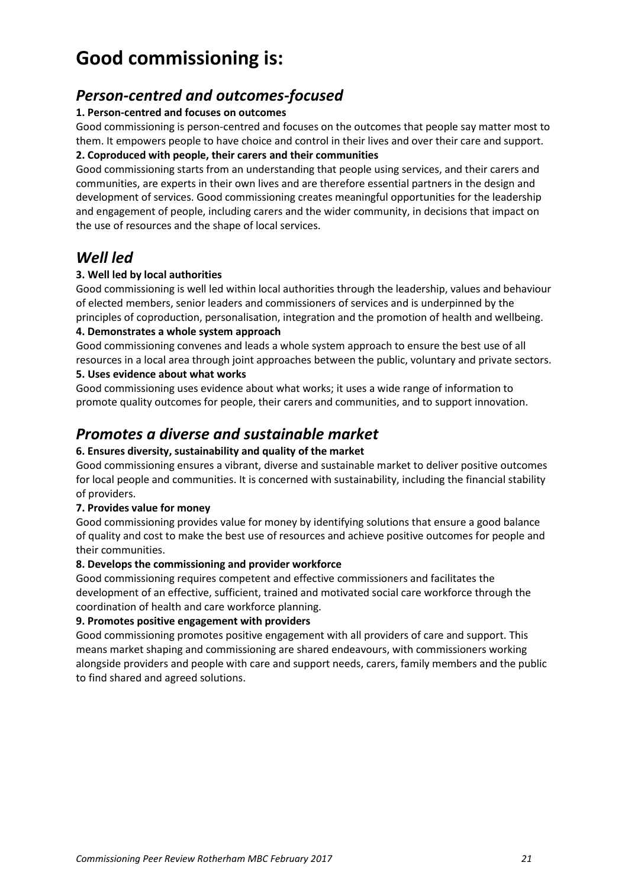# Good commissioning is:

## *Person-centred and outcomes-focused*

**1. Person-centred and focuses on outcomes**

Good commissioning is person-centred and focuses on the outcomes that people say matter most to them. It empowers people to have choice and control in their lives and over their care and support.

**2. Coproduced with people, their carers and their communities**

Good commissioning starts from an understanding that people using services, and their carers and communities, are experts in their own lives and are therefore essential partners in the design and development of services. Good commissioning creates meaningful opportunities for the leadership and engagement of people, including carers and the wider community, in decisions that impact on the use of resources and the shape of local services.

## *Well led*

**3. Well led by local authorities**

Good commissioning is well led within local authorities through the leadership, values and behaviour of elected members, senior leaders and commissioners of services and is underpinned by the principles of coproduction, personalisation, integration and the promotion of health and wellbeing.

**4. Demonstrates a whole system approach**

Good commissioning convenes and leads a whole system approach to ensure the best use of all resources in a local area through joint approaches between the public, voluntary and private sectors.

**5. Uses evidence about what works**

Good commissioning uses evidence about what works; it uses a wide range of information to promote quality outcomes for people, their carers and communities, and to support innovation.

## *Promotes a diverse and sustainable market*

**6. Ensures diversity, sustainability and quality of the market**

Good commissioning ensures a vibrant, diverse and sustainable market to deliver positive outcomes for local people and communities. It is concerned with sustainability, including the financial stability of providers.

**7. Provides value for money**

Good commissioning provides value for money by identifying solutions that ensure a good balance of quality and cost to make the best use of resources and achieve positive outcomes for people and their communities.

**8. Develops the commissioning and provider workforce**

Good commissioning requires competent and effective commissioners and facilitates the development of an effective, sufficient, trained and motivated social care workforce through the coordination of health and care workforce planning.

**9. Promotes positive engagement with providers**

Good commissioning promotes positive engagement with all providers of care and support. This means market shaping and commissioning are shared endeavours, with commissioners working alongside providers and people with care and support needs, carers, family members and the public to find shared and agreed solutions.